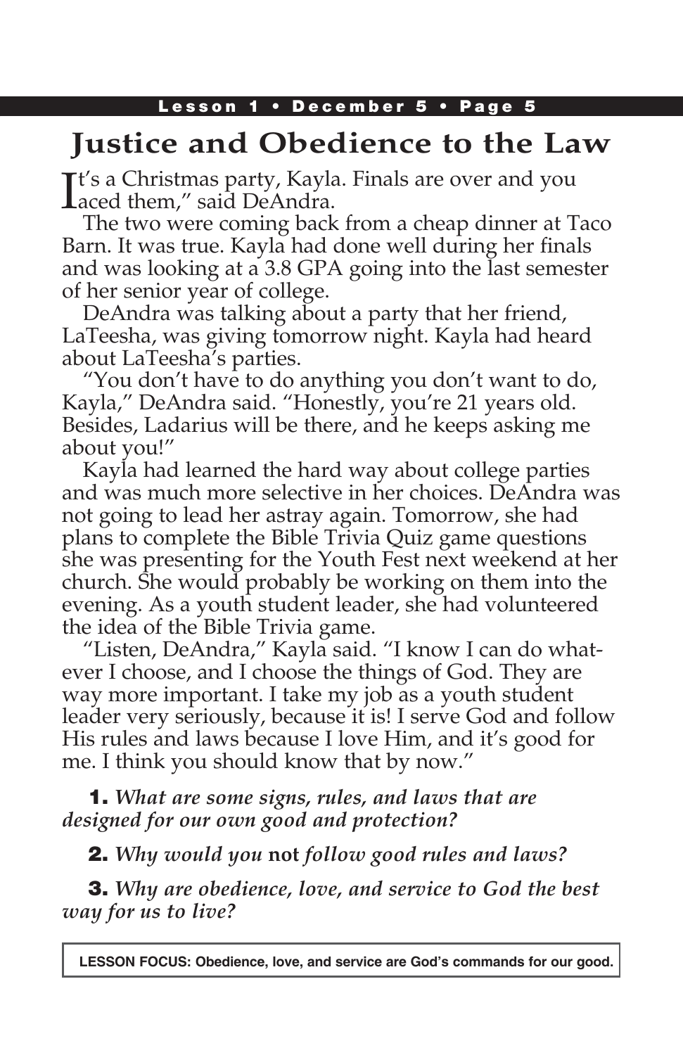# Justice and Obedience to the Law

It's a Christmas party, Kayla. Finals are over and you aced them," said DeAndra.

The two were coming back from a cheap dinner at Taco Barn. It was true. Kayla had done well during her finals and was looking at a 3.8 GPA going into the last semester of her senior year of college.

DeAndra was talking about a party that her friend, LaTeesha, was giving tomorrow night. Kayla had heard about LaTeesha's parties.

"You don't have to do anything you don't want to do, Kayla," DeAndra said. "Honestly, you're 21 years old. Besides, Ladarius will be there, and he keeps asking me about you!"

Kayla had learned the hard way about college parties and was much more selective in her choices. DeAndra was not going to lead her astray again. Tomorrow, she had plans to complete the Bible Trivia Quiz game questions she was presenting for the Youth Fest next weekend at her church. She would probably be working on them into the evening. As a youth student leader, she had volunteered the idea of the Bible Trivia game.

"Listen, DeAndra," Kayla said. "I know I can do whatever I choose, and I choose the things of God. They are way more important. I take my job as a youth student leader very seriously, because it is! I serve God and follow His rules and laws because I love Him, and it's good for me. I think you should know that by now."

**1.** *What are some signs, rules, and laws that are designed for our own good and protection?*

**2.** *Why would you* **not** *follow good rules and laws?*

**3.** *Why are obedience, love, and service to God the best way for us to live?*

**LESSON FOCUS: Obedience, love, and service are God's commands for our good.**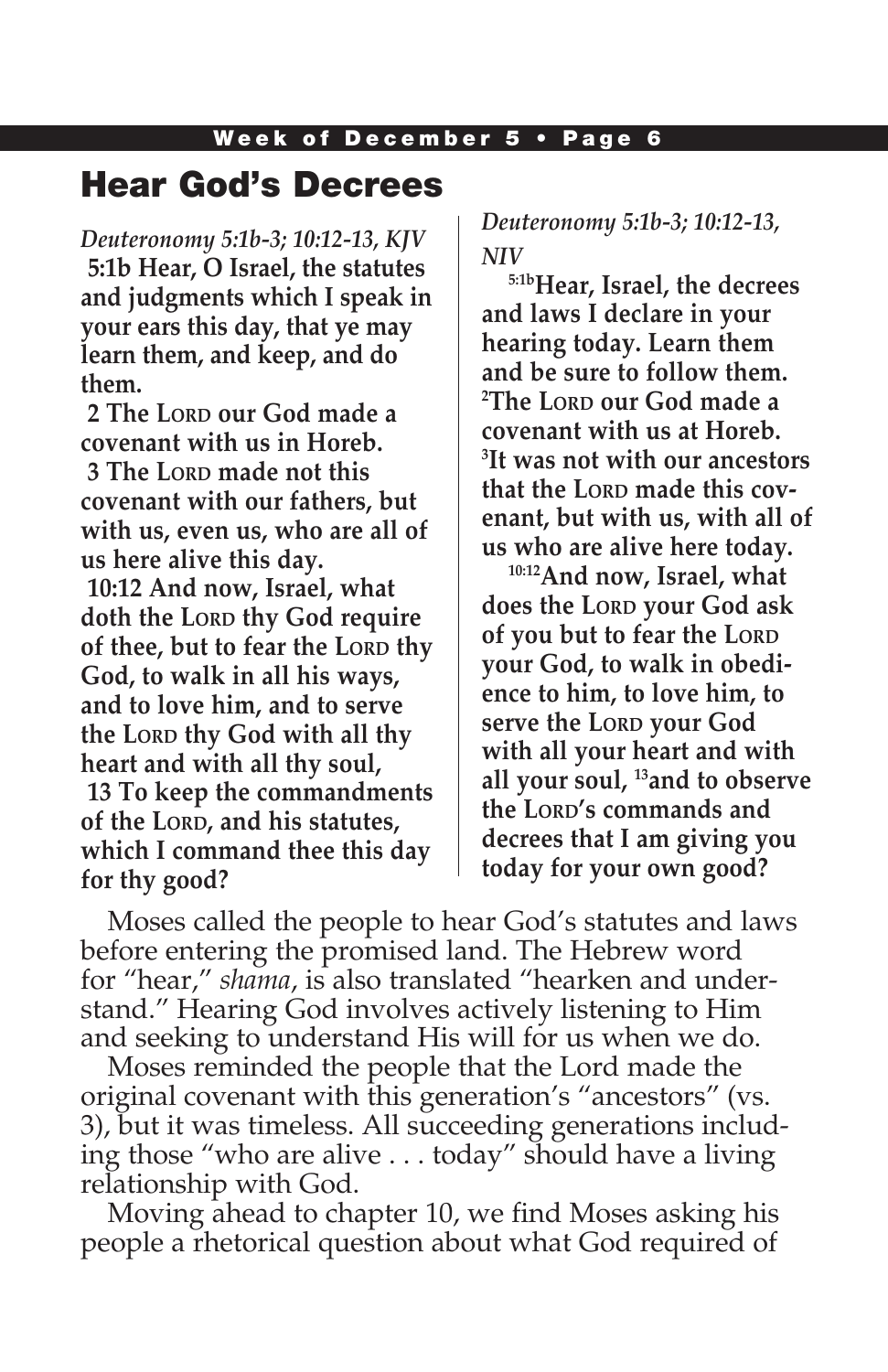# Hear God's Decrees

*Deuteronomy 5:1b-3; 10:12-13, KJV*

**5:1b Hear, O Israel, the statutes and judgments which I speak in your ears this day, that ye may learn them, and keep, and do them.**

**2 The Lord our God made a covenant with us in Horeb.**

**3 The Lord made not this covenant with our fathers, but with us, even us, who are all of us here alive this day.**

**10:12 And now, Israel, what doth the Lord thy God require of thee, but to fear the Lord thy God, to walk in all his ways, and to love him, and to serve the Lord thy God with all thy heart and with all thy soul,**

**13 To keep the commandments of the Lord, and his statutes, which I command thee this day for thy good?**

*Deuteronomy 5:1b-3; 10:12-13, NIV*

**5:1b Hear, Israel, the decrees and laws I declare in your hearing today. Learn them and be sure to follow them. 2 The Lord our God made a covenant with us at Horeb. 3 It was not with our ancestors that the Lord made this covenant, but with us, with all of us who are alive here today.**

**10:12 And now, Israel, what does the Lord your God ask of you but to fear the Lord your God, to walk in obedience to him, to love him, to serve the Lord your God with all your heart and with all your soul, 13 and to observe the Lord's commands and decrees that I am giving you today for your own good?**

Moses called the people to hear God's statutes and laws before entering the promised land. The Hebrew word for "hear," *shama*, is also translated "hearken and understand." Hearing God involves actively listening to Him and seeking to understand His will for us when we do.

Moses reminded the people that the Lord made the original covenant with this generation's "ancestors" (vs. 3), but it was timeless. All succeeding generations including those "who are alive . . . today" should have a living relationship with God.

Moving ahead to chapter 10, we find Moses asking his people a rhetorical question about what God required of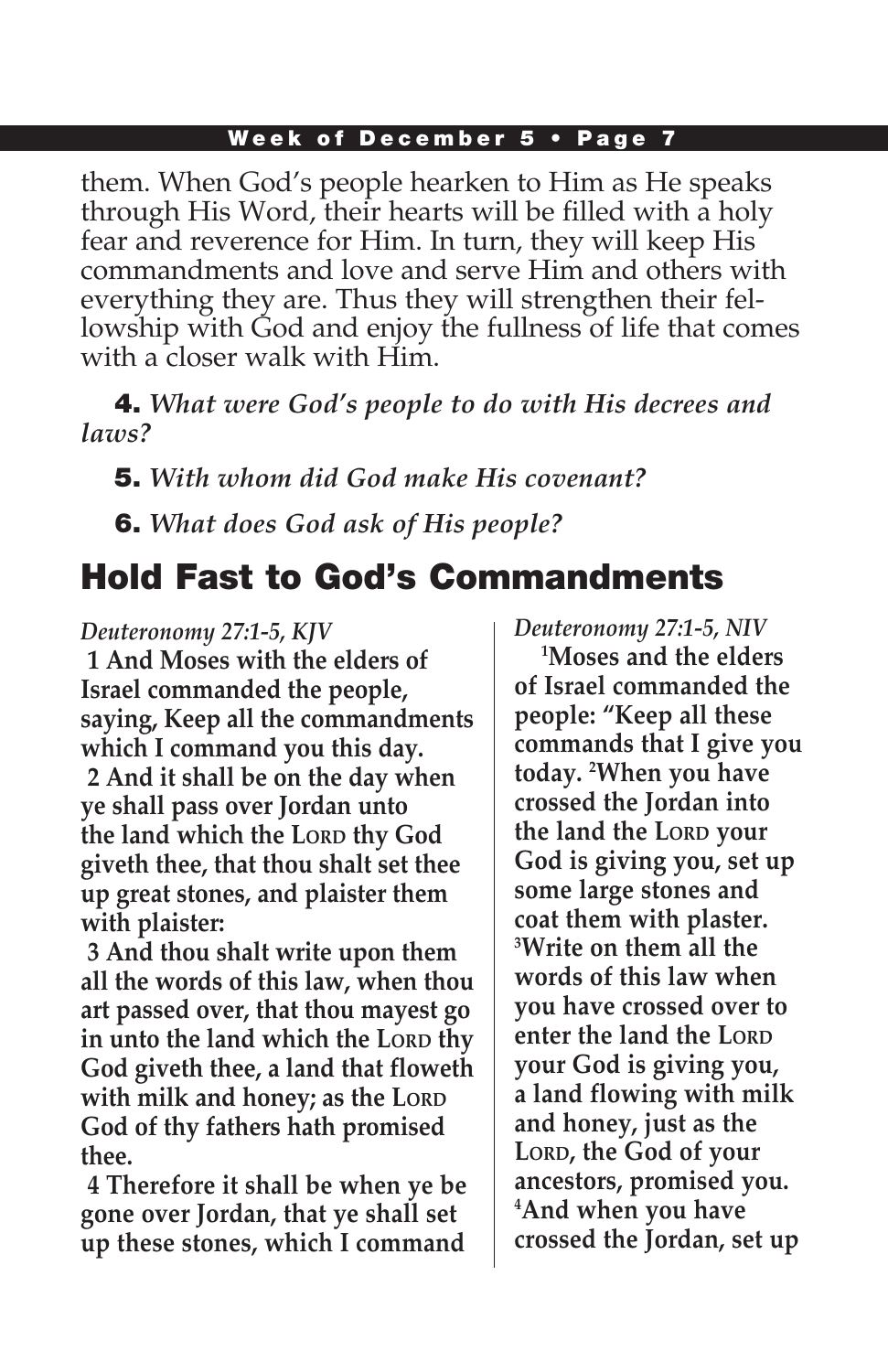them. When God's people hearken to Him as He speaks through His Word, their hearts will be filled with a holy fear and reverence for Him. In turn, they will keep His commandments and love and serve Him and others with everything they are. Thus they will strengthen their fellowship with God and enjoy the fullness of life that comes with a closer walk with Him.

**4.** *What were God's people to do with His decrees and laws?*

**5.** *With whom did God make His covenant?*

**6.** *What does God ask of His people?*

## Hold Fast to God's Commandments

*Deuteronomy 27:1-5, KJV*

**1 And Moses with the elders of Israel commanded the people, saying, Keep all the commandments which I command you this day.**

**2 And it shall be on the day when ye shall pass over Jordan unto the land which the LORD thy God giveth thee, that thou shalt set thee up great stones, and plaister them with plaister:**

**3 And thou shalt write upon them all the words of this law, when thou art passed over, that thou mayest go in unto the land which the LORD thy God giveth thee, a land that floweth with milk and honey; as the LORD God of thy fathers hath promised thee.**

**4 Therefore it shall be when ye be gone over Jordan, that ye shall set up these stones, which I command**

*Deuteronomy 27:1-5, NIV*

**[1]Moses and the elders of Israel commanded the people: "Keep all these commands that I give you today. [2]When you have crossed the Jordan into the land the LORD your God is giving you, set up some large stones and coat them with plaster. [3]Write on them all the words of this law when you have crossed over to enter the land the LORD your God is giving you, a land flowing with milk and honey, just as the LORD, the God of your ancestors, promised you. [4]And when you have crossed the Jordan, set up**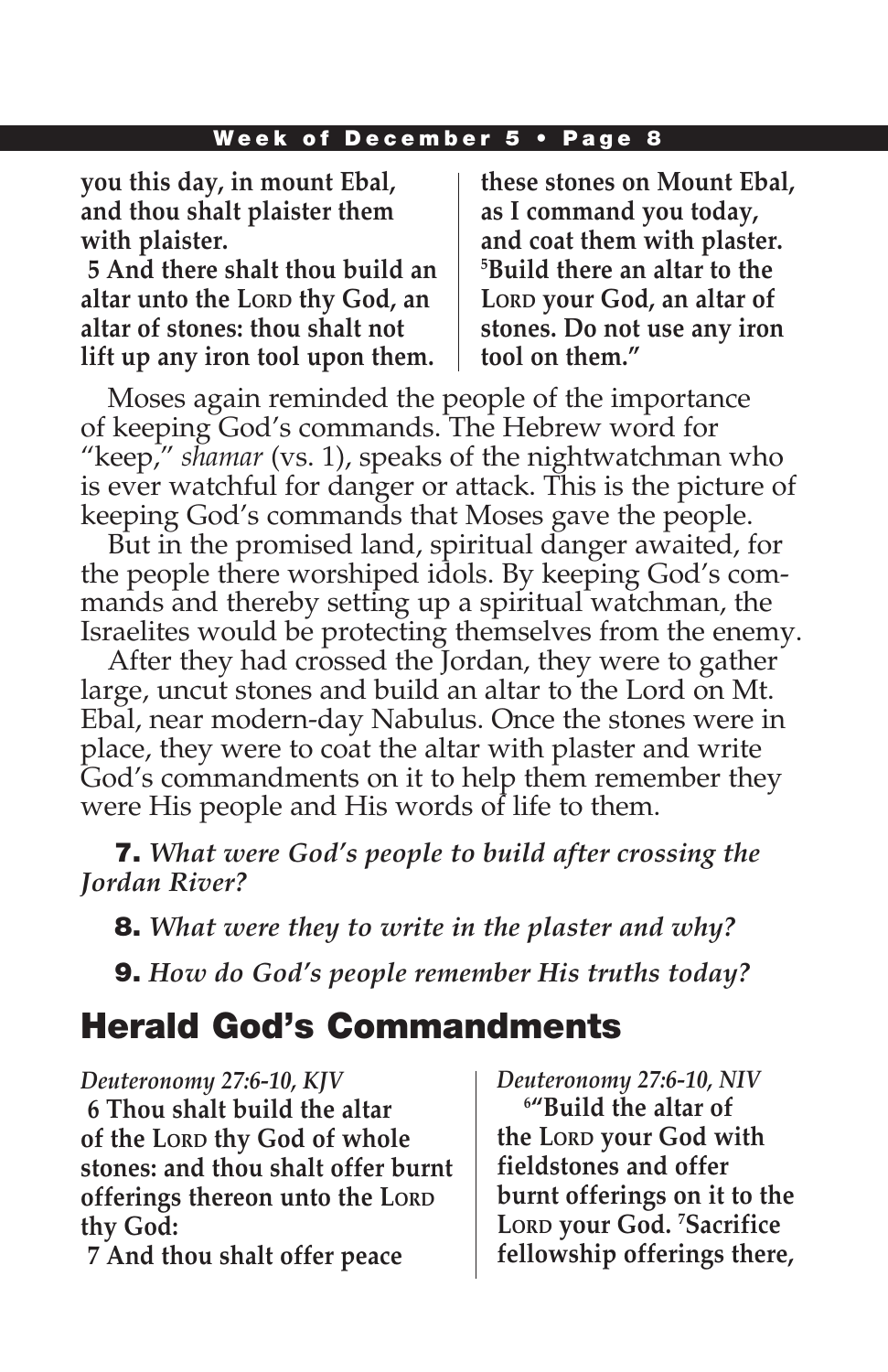**you this day, in mount Ebal, and thou shalt plaister them with plaister.**

**5 And there shalt thou build an altar unto the LORD thy God, an altar of stones: thou shalt not lift up any iron tool upon them.**

**these stones on Mount Ebal, as I command you today, and coat them with plaster. [5]Build there an altar to the LORD your God, an altar of stones. Do not use any iron tool on them."**

Moses again reminded the people of the importance of keeping God's commands. The Hebrew word for "keep," *shamar* (vs. 1), speaks of the nightwatchman who is ever watchful for danger or attack. This is the picture of keeping God's commands that Moses gave the people.

But in the promised land, spiritual danger awaited, for the people there worshiped idols. By keeping God's commands and thereby setting up a spiritual watchman, the Israelites would be protecting themselves from the enemy.

After they had crossed the Jordan, they were to gather large, uncut stones and build an altar to the Lord on Mt. Ebal, near modern-day Nabulus. Once the stones were in place, they were to coat the altar with plaster and write God's commandments on it to help them remember they were His people and His words of life to them.

**7.** *What were God's people to build after crossing the Jordan River?*

**8.** *What were they to write in the plaster and why?*

**9.** *How do God's people remember His truths today?*

## Herald God's Commandments

*Deuteronomy 27:6-10, KJV*

**6 Thou shalt build the altar of the LORD thy God of whole stones: and thou shalt offer burnt offerings thereon unto the LORD thy God:**

**7 And thou shalt offer peace**

*Deuteronomy 27:6-10, NIV*

**[6]"Build the altar of the LORD your God with fieldstones and offer burnt offerings on it to the LORD your God. [7]Sacrifice fellowship offerings there,**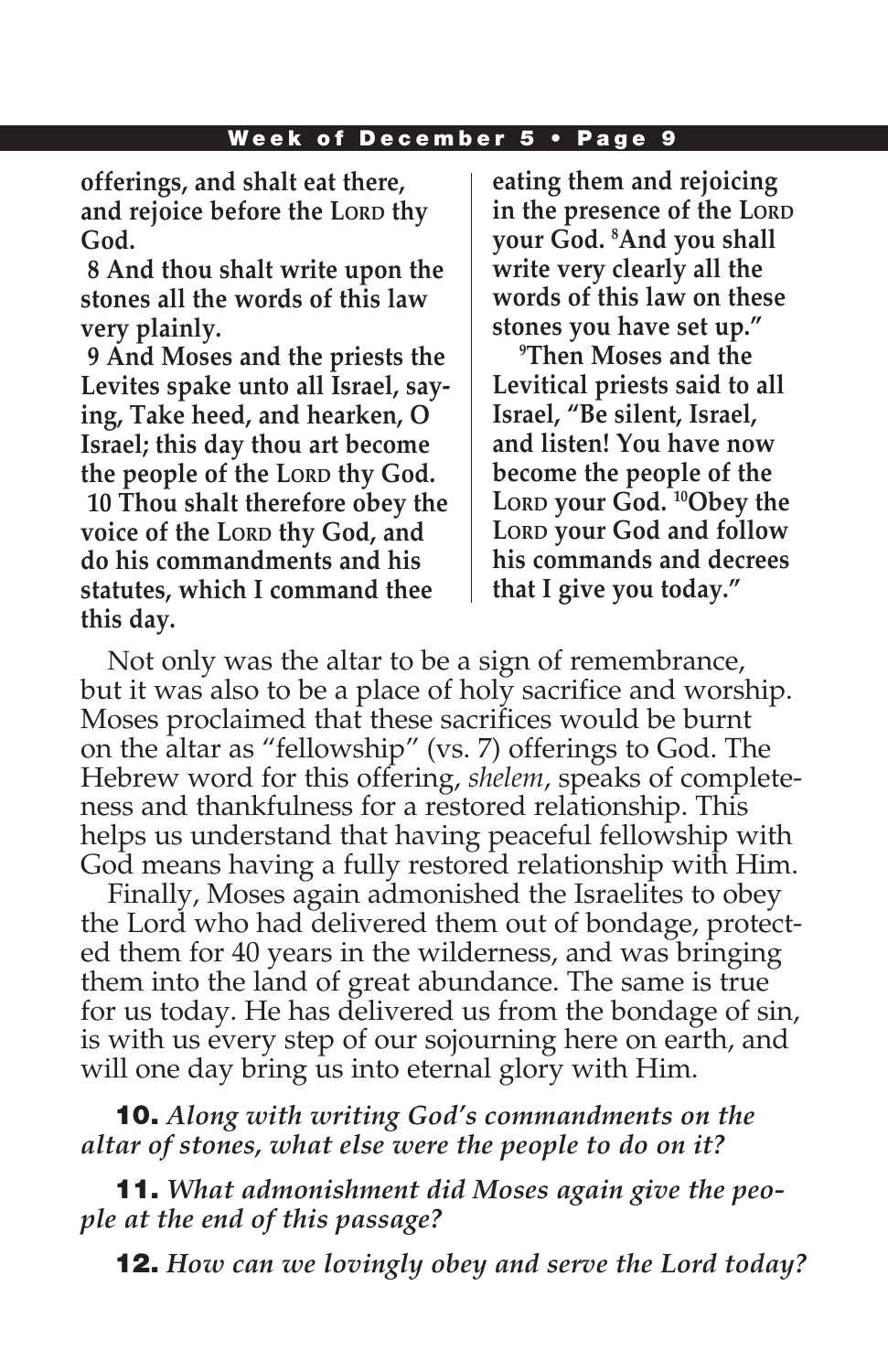**offerings, and shalt eat there, and rejoice before the LORD thy God.**

**8 And thou shalt write upon the stones all the words of this law very plainly.**

**9 And Moses and the priests the Levites spake unto all Israel, saying, Take heed, and hearken, O Israel; this day thou art become the people of the LORD thy God.**

**10 Thou shalt therefore obey the voice of the LORD thy God, and do his commandments and his statutes, which I command thee this day.**

**eating them and rejoicing in the presence of the LORD your God. [8]And you shall write very clearly all the words of this law on these stones you have set up."**

**[9]Then Moses and the Levitical priests said to all Israel, "Be silent, Israel, and listen! You have now become the people of the LORD your God. [10]Obey the LORD your God and follow his commands and decrees that I give you today."**

Not only was the altar to be a sign of remembrance, but it was also to be a place of holy sacrifice and worship. Moses proclaimed that these sacrifices would be burnt on the altar as "fellowship" (vs. 7) offerings to God. The Hebrew word for this offering, *shelem*, speaks of completeness and thankfulness for a restored relationship. This helps us understand that having peaceful fellowship with God means having a fully restored relationship with Him.

Finally, Moses again admonished the Israelites to obey the Lord who had delivered them out of bondage, protected them for 40 years in the wilderness, and was bringing them into the land of great abundance. The same is true for us today. He has delivered us from the bondage of sin, is with us every step of our sojourning here on earth, and will one day bring us into eternal glory with Him.

**10.** ***Along with writing God's commandments on the altar of stones, what else were the people to do on it?***

**11.** ***What admonishment did Moses again give the people at the end of this passage?***

**12.** ***How can we lovingly obey and serve the Lord today?***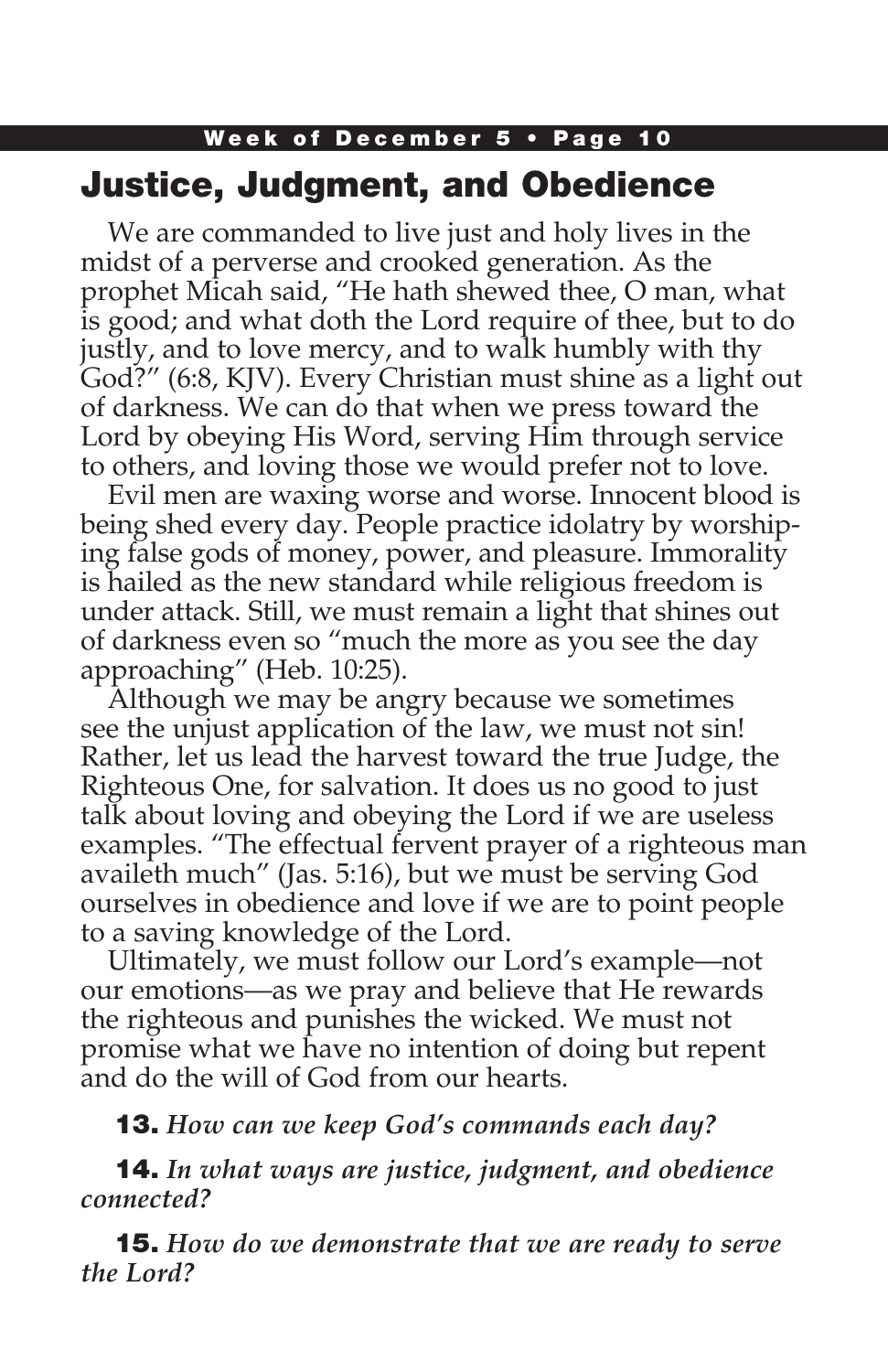# Justice, Judgment, and Obedience

We are commanded to live just and holy lives in the midst of a perverse and crooked generation. As the prophet Micah said, "He hath shewed thee, O man, what is good; and what doth the Lord require of thee, but to do justly, and to love mercy, and to walk humbly with thy God?" (6:8, KJV). Every Christian must shine as a light out of darkness. We can do that when we press toward the Lord by obeying His Word, serving Him through service to others, and loving those we would prefer not to love.

Evil men are waxing worse and worse. Innocent blood is being shed every day. People practice idolatry by worshiping false gods of money, power, and pleasure. Immorality is hailed as the new standard while religious freedom is under attack. Still, we must remain a light that shines out of darkness even so "much the more as you see the day approaching" (Heb. 10:25).

Although we may be angry because we sometimes see the unjust application of the law, we must not sin! Rather, let us lead the harvest toward the true Judge, the Righteous One, for salvation. It does us no good to just talk about loving and obeying the Lord if we are useless examples. "The effectual fervent prayer of a righteous man availeth much" (Jas. 5:16), but we must be serving God ourselves in obedience and love if we are to point people to a saving knowledge of the Lord.

Ultimately, we must follow our Lord's example—not our emotions—as we pray and believe that He rewards the righteous and punishes the wicked. We must not promise what we have no intention of doing but repent and do the will of God from our hearts.

**13.** *How can we keep God's commands each day?*

**14.** *In what ways are justice, judgment, and obedience connected?*

**15.** *How do we demonstrate that we are ready to serve the Lord?*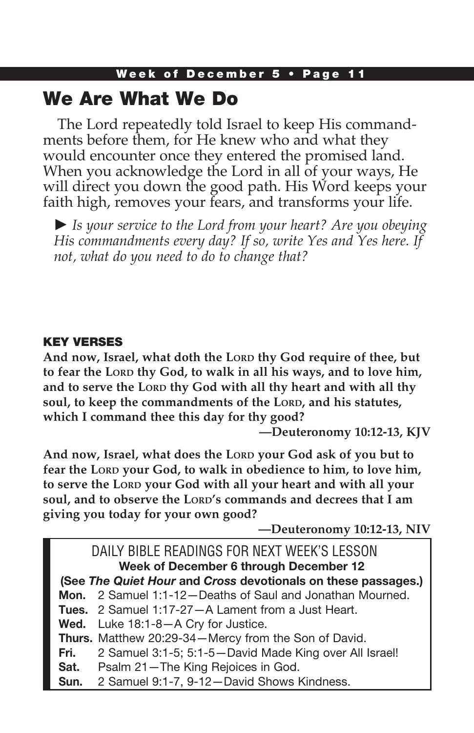# We Are What We Do

The Lord repeatedly told Israel to keep His commandments before them, for He knew who and what they would encounter once they entered the promised land. When you acknowledge the Lord in all of your ways, He will direct you down the good path. His Word keeps your faith high, removes your fears, and transforms your life.

► *Is your service to the Lord from your heart? Are you obeying His commandments every day? If so, write Yes and Yes here. If not, what do you need to do to change that?*

### KEY VERSES

**And now, Israel, what doth the LORD thy God require of thee, but to fear the LORD thy God, to walk in all his ways, and to love him, and to serve the LORD thy God with all thy heart and with all thy soul, to keep the commandments of the LORD, and his statutes, which I command thee this day for thy good?**

**—Deuteronomy 10:12-13, KJV**

**And now, Israel, what does the LORD your God ask of you but to fear the LORD your God, to walk in obedience to him, to love him, to serve the LORD your God with all your heart and with all your soul, and to observe the LORD's commands and decrees that I am giving you today for your own good?**

**—Deuteronomy 10:12-13, NIV**

DAILY BIBLE READINGS FOR NEXT WEEK'S LESSON

**Week of December 6 through December 12**

**(See *The Quiet Hour* and *Cross* devotionals on these passages.)**

**Mon.** 2 Samuel 1:1-12—Deaths of Saul and Jonathan Mourned.
**Tues.** 2 Samuel 1:17-27—A Lament from a Just Heart.
**Wed.** Luke 18:1-8—A Cry for Justice.
**Thurs.** Matthew 20:29-34—Mercy from the Son of David.
**Fri.** 2 Samuel 3:1-5; 5:1-5—David Made King over All Israel!
**Sat.** Psalm 21—The King Rejoices in God.
**Sun.** 2 Samuel 9:1-7, 9-12—David Shows Kindness.